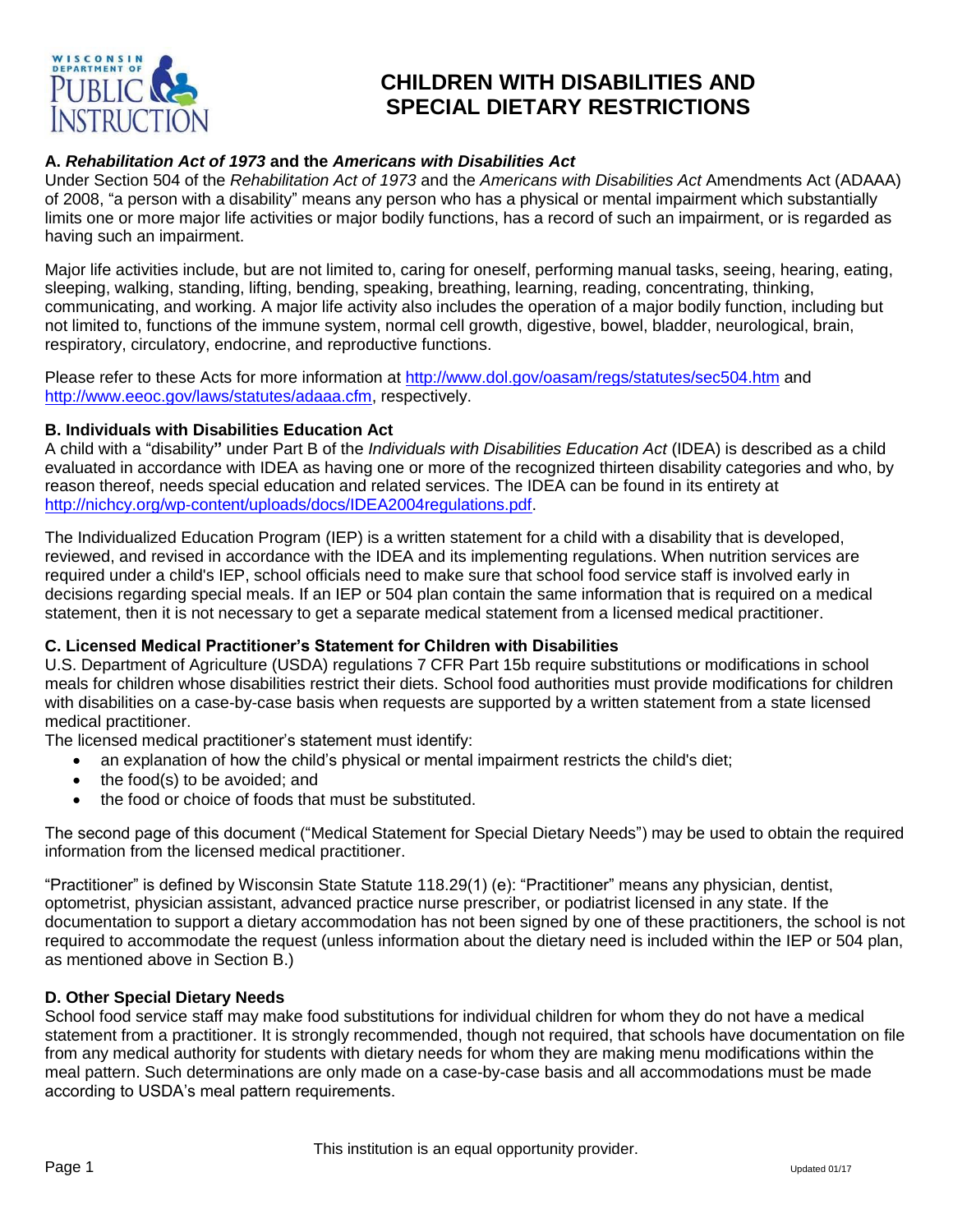# CHILDREN WITH DISABILITIES AND SPECIAL DIETARY RESTRICTIONS

## A. *Rehabilitation Act of 1973* and the *Americans with Disabilities Act*

Under Section 504 of the *Rehabilitation Act of 1973* and the *Americans with Disabilities Act* Amendments Act (ADAAA) of 2008, "a person with a disability" means any person who has a physical or mental impairment which substantially limits one or more major life activities or major bodily functions, has a record of such an impairment, or is regarded as having such an impairment.

Major life activities include, but are not limited to, caring for oneself, performing manual tasks, seeing, hearing, eating, sleeping, walking, standing, lifting, bending, speaking, breathing, learning, reading, concentrating, thinking, communicating, and working. A major life activity also includes the operation of a major bodily function, including but not limited to, functions of the immune system, normal cell growth, digestive, bowel, bladder, neurological, brain, respiratory, circulatory, endocrine, and reproductive functions.

Please refer to these Acts for more information at http://www.dol.gov/oasam/regs/statutes/sec504.htm and http://www.eeoc.gov/laws/statutes/adaaa.cfm, respectively.

## B. Individuals with Disabilities Education Act

A child with a "disability**"** under Part B of the *Individuals with Disabilities Education Act* (IDEA) is described as a child evaluated in accordance with IDEA as having one or more of the recognized thirteen disability categories and who, by reason thereof, needs special education and related services. The IDEA can be found in its entirety at http://nichcy.org/wp-content/uploads/docs/IDEA2004regulations.pdf.

The Individualized Education Program (IEP) is a written statement for a child with a disability that is developed, reviewed, and revised in accordance with the IDEA and its implementing regulations. When nutrition services are required under a child's IEP, school officials need to make sure that school food service staff is involved early in decisions regarding special meals. If an IEP or 504 plan contain the same information that is required on a medical statement, then it is not necessary to get a separate medical statement from a licensed medical practitioner.

## C. Licensed Medical Practitioner's Statement for Children with Disabilities

U.S. Department of Agriculture (USDA) regulations 7 CFR Part 15b require substitutions or modifications in school meals for children whose disabilities restrict their diets. School food authorities must provide modifications for children with disabilities on a case-by-case basis when requests are supported by a written statement from a state licensed medical practitioner.

The licensed medical practitioner's statement must identify:

- an explanation of how the child's physical or mental impairment restricts the child's diet;
- the food(s) to be avoided; and
- the food or choice of foods that must be substituted.

The second page of this document ("Medical Statement for Special Dietary Needs") may be used to obtain the required information from the licensed medical practitioner.

"Practitioner" is defined by Wisconsin State Statute 118.29(1) (e): "Practitioner" means any physician, dentist, optometrist, physician assistant, advanced practice nurse prescriber, or podiatrist licensed in any state. If the documentation to support a dietary accommodation has not been signed by one of these practitioners, the school is not required to accommodate the request (unless information about the dietary need is included within the IEP or 504 plan, as mentioned above in Section B.)

## D. Other Special Dietary Needs

School food service staff may make food substitutions for individual children for whom they do not have a medical statement from a practitioner. It is strongly recommended, though not required, that schools have documentation on file from any medical authority for students with dietary needs for whom they are making menu modifications within the meal pattern. Such determinations are only made on a case-by-case basis and all accommodations must be made according to USDA's meal pattern requirements.

This institution is an equal opportunity provider.

Updated 01/17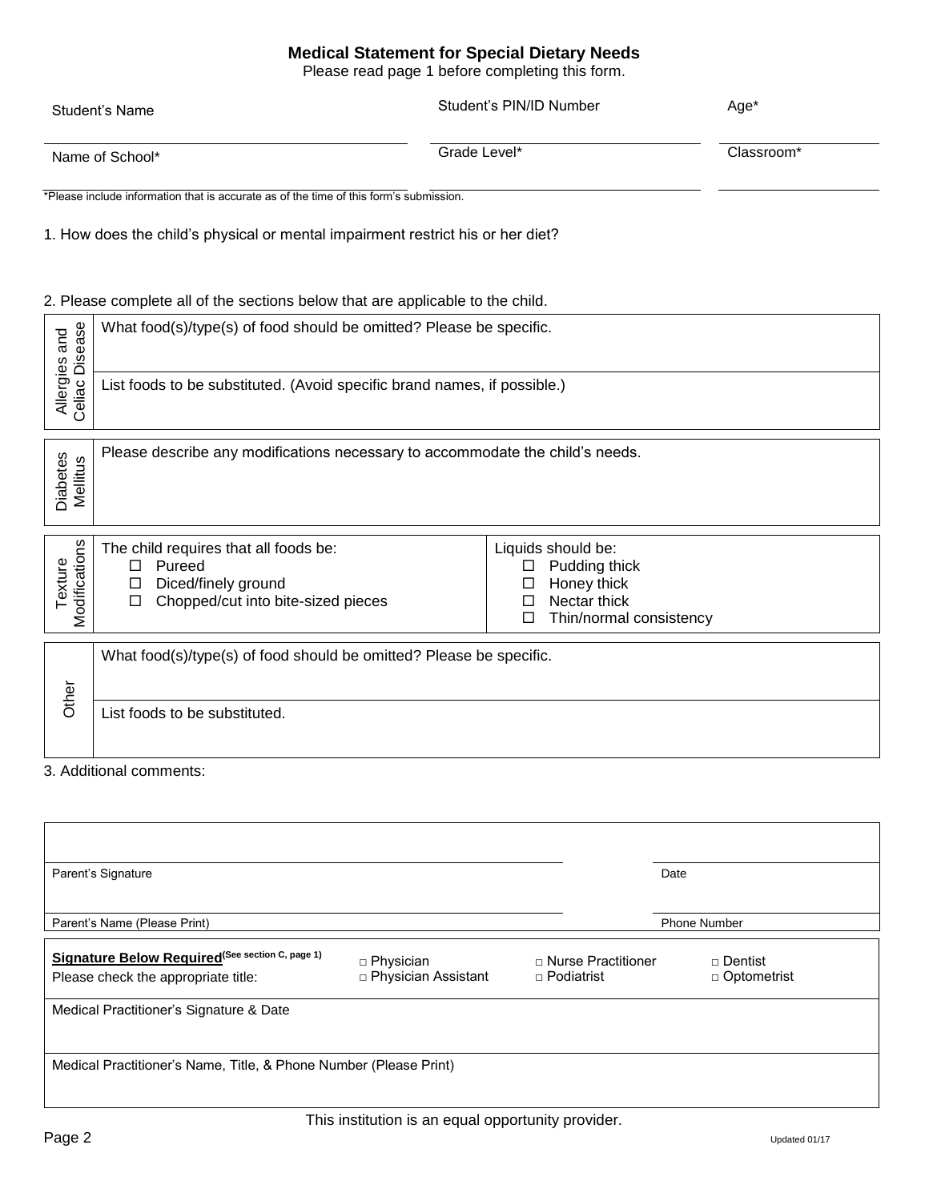# Medical Statement for Special Dietary Needs

Please read page 1 before completing this form.

| | | |
|---|---|---|
| Student's Name | Student's PIN/ID Number | Age* |
| Name of School* | Grade Level* | Classroom* |

*Please include information that is accurate as of the time of this form's submission.

1. How does the child's physical or mental impairment restrict his or her diet?

2. Please complete all of the sections below that are applicable to the child.

| | |
|---|---|
| Allergies and Celiac Disease | What food(s)/type(s) of food should be omitted? Please be specific. |
| | List foods to be substituted. (Avoid specific brand names, if possible.) |

| | |
|---|---|
| Diabetes Mellitus | Please describe any modifications necessary to accommodate the child's needs. |

| | | |
|---|---|---|
| Texture Modifications | The child requires that all foods be:<br>☐ Pureed<br>☐ Diced/finely ground<br>☐ Chopped/cut into bite-sized pieces | Liquids should be:<br>☐ Pudding thick<br>☐ Honey thick<br>☐ Nectar thick<br>☐ Thin/normal consistency |

| | |
|---|---|
| Other | What food(s)/type(s) of food should be omitted? Please be specific. |
| | List foods to be substituted. |

3. Additional comments:

| | |
|---|---|
| Parent's Signature | Date |
| Parent's Name (Please Print) | Phone Number |

| | | | |
|---|---|---|---|
| **Signature Below Required**(See section C, page 1)<br>Please check the appropriate title: | □ Physician<br>□ Physician Assistant | □ Nurse Practitioner<br>□ Podiatrist | □ Dentist<br>□ Optometrist |

Medical Practitioner's Signature & Date

Medical Practitioner's Name, Title, & Phone Number (Please Print)

This institution is an equal opportunity provider.

Updated 01/17